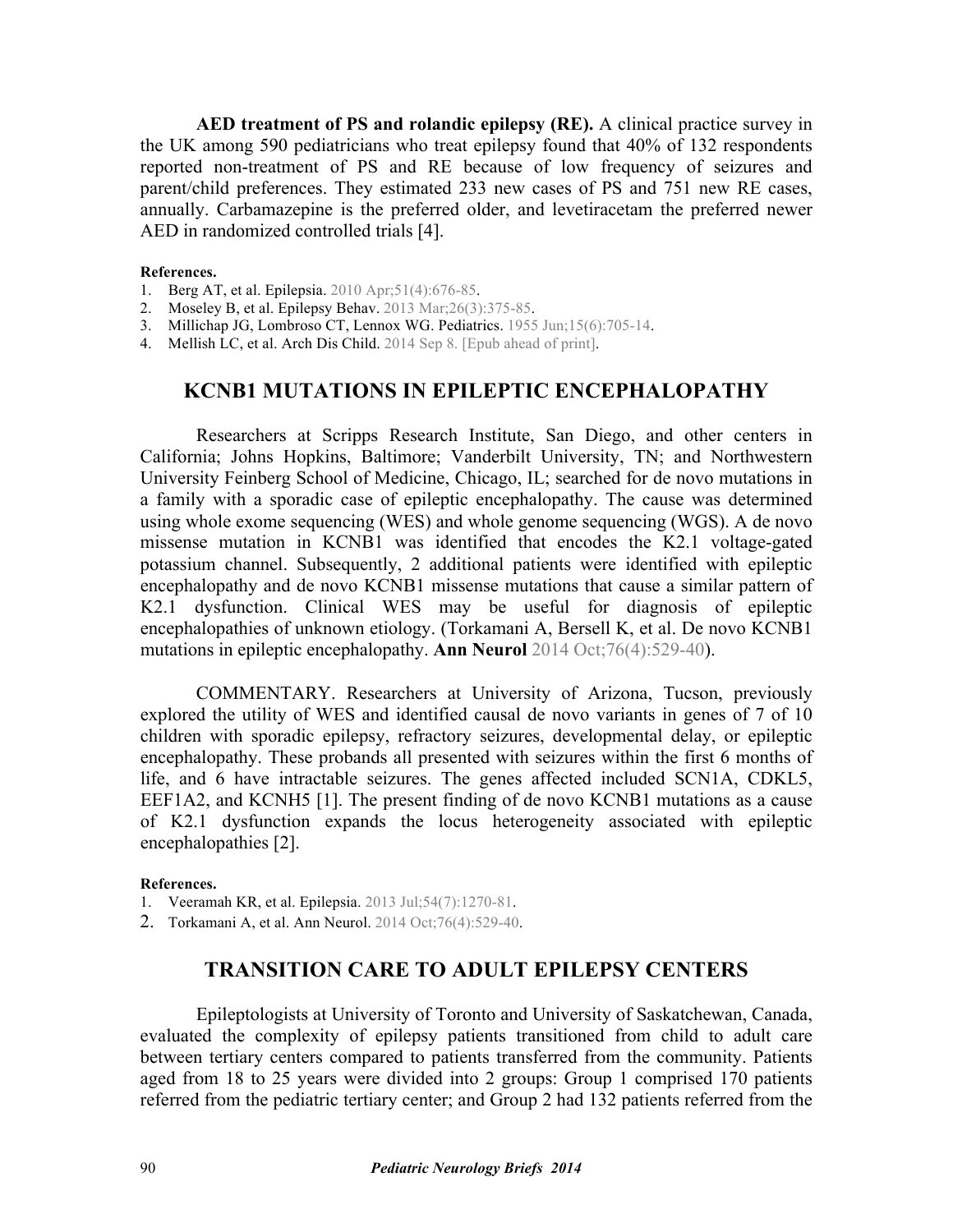**AED treatment of PS and rolandic epilepsy (RE).** A clinical practice survey in the UK among 590 pediatricians who treat epilepsy found that 40% of 132 respondents reported non-treatment of PS and RE because of low frequency of seizures and parent/child preferences. They estimated 233 new cases of PS and 751 new RE cases, annually. Carbamazepine is the preferred older, and levetiracetam the preferred newer AED in randomized controlled trials [4].

**References.**

1. Berg AT, et al. Epilepsia. 2010 Apr;51(4):676-85.
2. Moseley B, et al. Epilepsy Behav. 2013 Mar;26(3):375-85.
3. Millichap JG, Lombroso CT, Lennox WG. Pediatrics. 1955 Jun;15(6):705-14.
4. Mellish LC, et al. Arch Dis Child. 2014 Sep 8. [Epub ahead of print].

## KCNB1 MUTATIONS IN EPILEPTIC ENCEPHALOPATHY

Researchers at Scripps Research Institute, San Diego, and other centers in California; Johns Hopkins, Baltimore; Vanderbilt University, TN; and Northwestern University Feinberg School of Medicine, Chicago, IL; searched for de novo mutations in a family with a sporadic case of epileptic encephalopathy. The cause was determined using whole exome sequencing (WES) and whole genome sequencing (WGS). A de novo missense mutation in KCNB1 was identified that encodes the K2.1 voltage-gated potassium channel. Subsequently, 2 additional patients were identified with epileptic encephalopathy and de novo KCNB1 missense mutations that cause a similar pattern of K2.1 dysfunction. Clinical WES may be useful for diagnosis of epileptic encephalopathies of unknown etiology. (Torkamani A, Bersell K, et al. De novo KCNB1 mutations in epileptic encephalopathy. **Ann Neurol** 2014 Oct;76(4):529-40).

COMMENTARY. Researchers at University of Arizona, Tucson, previously explored the utility of WES and identified causal de novo variants in genes of 7 of 10 children with sporadic epilepsy, refractory seizures, developmental delay, or epileptic encephalopathy. These probands all presented with seizures within the first 6 months of life, and 6 have intractable seizures. The genes affected included SCN1A, CDKL5, EEF1A2, and KCNH5 [1]. The present finding of de novo KCNB1 mutations as a cause of K2.1 dysfunction expands the locus heterogeneity associated with epileptic encephalopathies [2].

**References.**

1. Veeramah KR, et al. Epilepsia. 2013 Jul;54(7):1270-81.
2. Torkamani A, et al. Ann Neurol. 2014 Oct;76(4):529-40.

## TRANSITION CARE TO ADULT EPILEPSY CENTERS

Epileptologists at University of Toronto and University of Saskatchewan, Canada, evaluated the complexity of epilepsy patients transitioned from child to adult care between tertiary centers compared to patients transferred from the community. Patients aged from 18 to 25 years were divided into 2 groups: Group 1 comprised 170 patients referred from the pediatric tertiary center; and Group 2 had 132 patients referred from the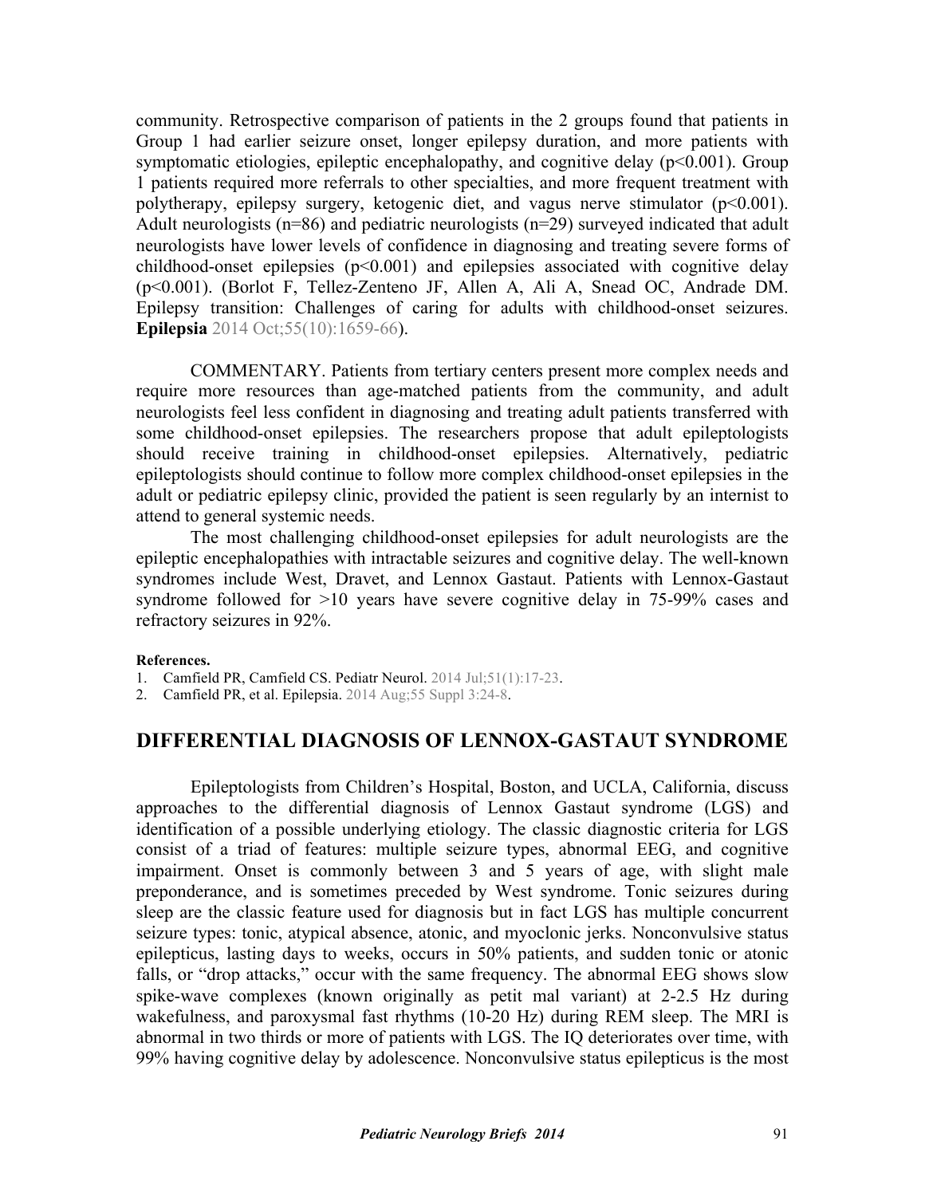community. Retrospective comparison of patients in the 2 groups found that patients in Group 1 had earlier seizure onset, longer epilepsy duration, and more patients with symptomatic etiologies, epileptic encephalopathy, and cognitive delay ($p<0.001$). Group 1 patients required more referrals to other specialties, and more frequent treatment with polytherapy, epilepsy surgery, ketogenic diet, and vagus nerve stimulator ($p<0.001$). Adult neurologists (n=86) and pediatric neurologists (n=29) surveyed indicated that adult neurologists have lower levels of confidence in diagnosing and treating severe forms of childhood-onset epilepsies ($p<0.001$) and epilepsies associated with cognitive delay ($p<0.001$). (Borlot F, Tellez-Zenteno JF, Allen A, Ali A, Snead OC, Andrade DM. Epilepsy transition: Challenges of caring for adults with childhood-onset seizures. **Epilepsia** 2014 Oct;55(10):1659-66).

COMMENTARY. Patients from tertiary centers present more complex needs and require more resources than age-matched patients from the community, and adult neurologists feel less confident in diagnosing and treating adult patients transferred with some childhood-onset epilepsies. The researchers propose that adult epileptologists should receive training in childhood-onset epilepsies. Alternatively, pediatric epileptologists should continue to follow more complex childhood-onset epilepsies in the adult or pediatric epilepsy clinic, provided the patient is seen regularly by an internist to attend to general systemic needs.

The most challenging childhood-onset epilepsies for adult neurologists are the epileptic encephalopathies with intractable seizures and cognitive delay. The well-known syndromes include West, Dravet, and Lennox Gastaut. Patients with Lennox-Gastaut syndrome followed for >10 years have severe cognitive delay in 75-99% cases and refractory seizures in 92%.

**References.**

1. Camfield PR, Camfield CS. Pediatr Neurol. 2014 Jul;51(1):17-23.
2. Camfield PR, et al. Epilepsia. 2014 Aug;55 Suppl 3:24-8.

## DIFFERENTIAL DIAGNOSIS OF LENNOX-GASTAUT SYNDROME

Epileptologists from Children's Hospital, Boston, and UCLA, California, discuss approaches to the differential diagnosis of Lennox Gastaut syndrome (LGS) and identification of a possible underlying etiology. The classic diagnostic criteria for LGS consist of a triad of features: multiple seizure types, abnormal EEG, and cognitive impairment. Onset is commonly between 3 and 5 years of age, with slight male preponderance, and is sometimes preceded by West syndrome. Tonic seizures during sleep are the classic feature used for diagnosis but in fact LGS has multiple concurrent seizure types: tonic, atypical absence, atonic, and myoclonic jerks. Nonconvulsive status epilepticus, lasting days to weeks, occurs in 50% patients, and sudden tonic or atonic falls, or "drop attacks," occur with the same frequency. The abnormal EEG shows slow spike-wave complexes (known originally as petit mal variant) at 2-2.5 Hz during wakefulness, and paroxysmal fast rhythms (10-20 Hz) during REM sleep. The MRI is abnormal in two thirds or more of patients with LGS. The IQ deteriorates over time, with 99% having cognitive delay by adolescence. Nonconvulsive status epilepticus is the most